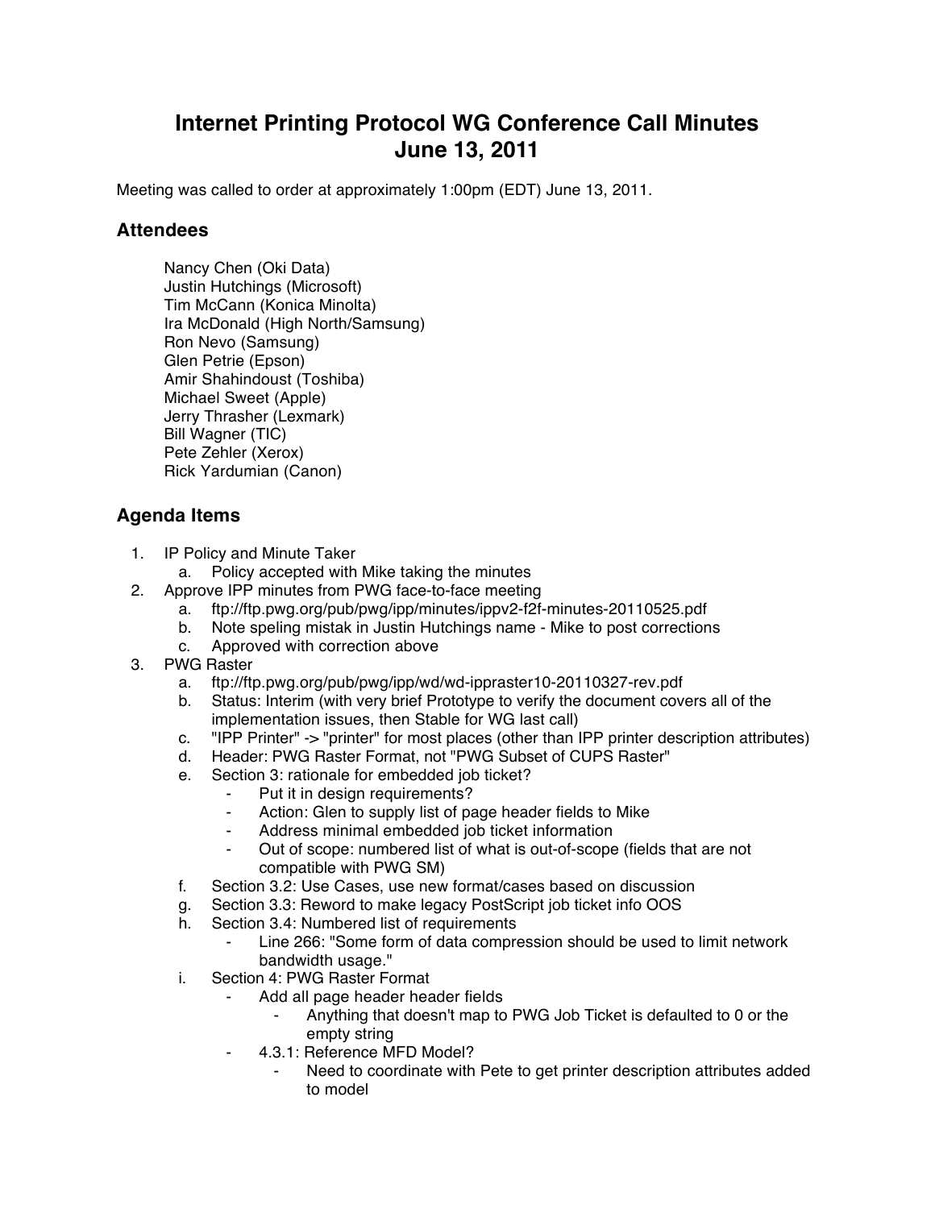# Internet Printing Protocol WG Conference Call Minutes
# June 13, 2011

Meeting was called to order at approximately 1:00pm (EDT) June 13, 2011.

## Attendees

Nancy Chen (Oki Data)
Justin Hutchings (Microsoft)
Tim McCann (Konica Minolta)
Ira McDonald (High North/Samsung)
Ron Nevo (Samsung)
Glen Petrie (Epson)
Amir Shahindoust (Toshiba)
Michael Sweet (Apple)
Jerry Thrasher (Lexmark)
Bill Wagner (TIC)
Pete Zehler (Xerox)
Rick Yardumian (Canon)

## Agenda Items

1. IP Policy and Minute Taker
   a. Policy accepted with Mike taking the minutes
2. Approve IPP minutes from PWG face-to-face meeting
   a. ftp://ftp.pwg.org/pub/pwg/ipp/minutes/ippv2-f2f-minutes-20110525.pdf
   b. Note speling mistak in Justin Hutchings name - Mike to post corrections
   c. Approved with correction above
3. PWG Raster
   a. ftp://ftp.pwg.org/pub/pwg/ipp/wd/wd-ippraster10-20110327-rev.pdf
   b. Status: Interim (with very brief Prototype to verify the document covers all of the implementation issues, then Stable for WG last call)
   c. "IPP Printer" -> "printer" for most places (other than IPP printer description attributes)
   d. Header: PWG Raster Format, not "PWG Subset of CUPS Raster"
   e. Section 3: rationale for embedded job ticket?
      - Put it in design requirements?
      - Action: Glen to supply list of page header fields to Mike
      - Address minimal embedded job ticket information
      - Out of scope: numbered list of what is out-of-scope (fields that are not compatible with PWG SM)
   f. Section 3.2: Use Cases, use new format/cases based on discussion
   g. Section 3.3: Reword to make legacy PostScript job ticket info OOS
   h. Section 3.4: Numbered list of requirements
      - Line 266: "Some form of data compression should be used to limit network bandwidth usage."
   i. Section 4: PWG Raster Format
      - Add all page header header fields
        - Anything that doesn't map to PWG Job Ticket is defaulted to 0 or the empty string
      - 4.3.1: Reference MFD Model?
        - Need to coordinate with Pete to get printer description attributes added to model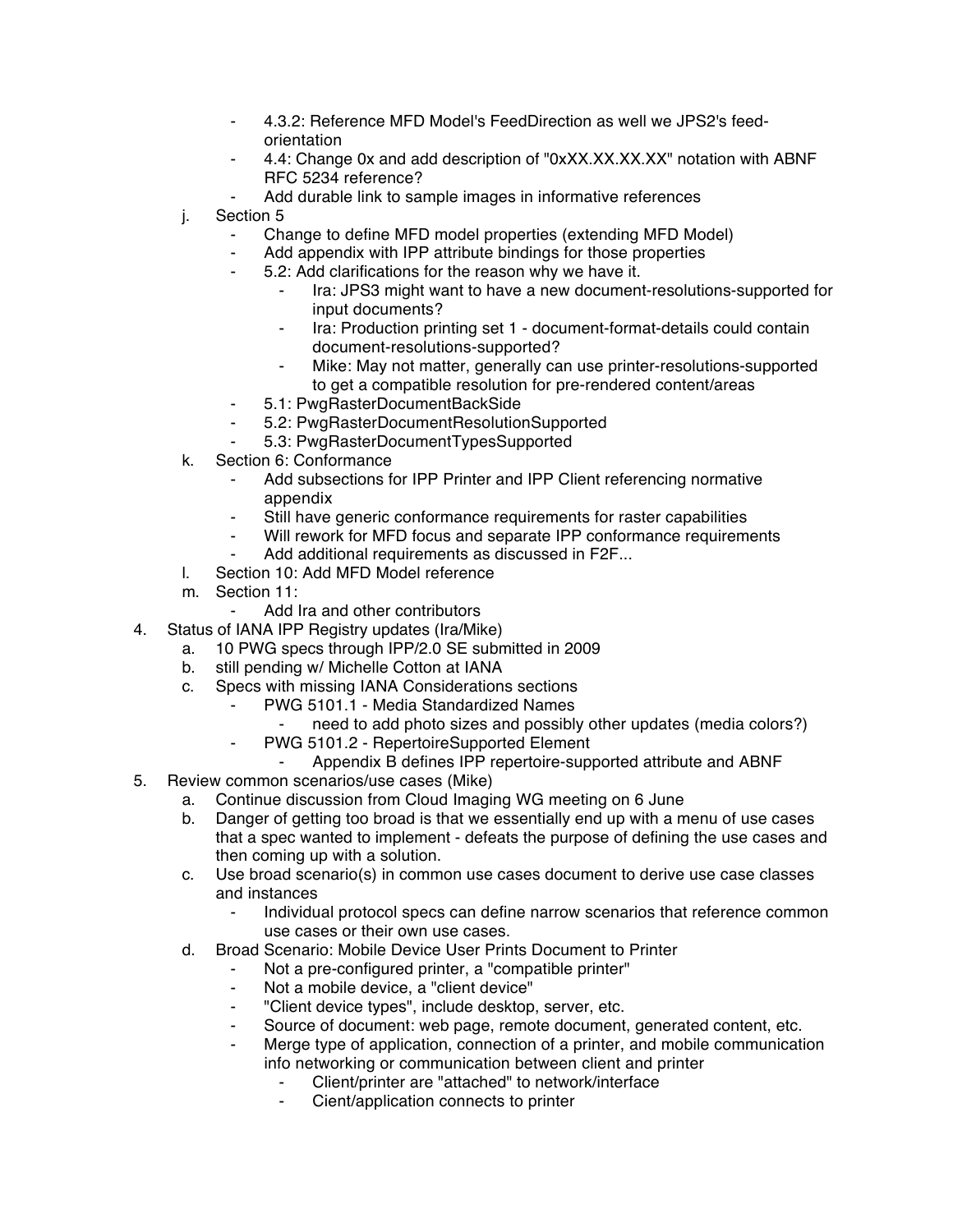- 4.3.2: Reference MFD Model's FeedDirection as well we JPS2's feed-orientation
    - 4.4: Change 0x and add description of "0xXX.XX.XX.XX" notation with ABNF RFC 5234 reference?
    - Add durable link to sample images in informative references
  j. Section 5
    - Change to define MFD model properties (extending MFD Model)
    - Add appendix with IPP attribute bindings for those properties
    - 5.2: Add clarifications for the reason why we have it.
      - Ira: JPS3 might want to have a new document-resolutions-supported for input documents?
      - Ira: Production printing set 1 - document-format-details could contain document-resolutions-supported?
      - Mike: May not matter, generally can use printer-resolutions-supported to get a compatible resolution for pre-rendered content/areas
    - 5.1: PwgRasterDocumentBackSide
    - 5.2: PwgRasterDocumentResolutionSupported
    - 5.3: PwgRasterDocumentTypesSupported
  k. Section 6: Conformance
    - Add subsections for IPP Printer and IPP Client referencing normative appendix
    - Still have generic conformance requirements for raster capabilities
    - Will rework for MFD focus and separate IPP conformance requirements
    - Add additional requirements as discussed in F2F...
  l. Section 10: Add MFD Model reference
  m. Section 11:
    - Add Ira and other contributors
4. Status of IANA IPP Registry updates (Ira/Mike)
  a. 10 PWG specs through IPP/2.0 SE submitted in 2009
  b. still pending w/ Michelle Cotton at IANA
  c. Specs with missing IANA Considerations sections
    - PWG 5101.1 - Media Standardized Names
      - need to add photo sizes and possibly other updates (media colors?)
    - PWG 5101.2 - RepertoireSupported Element
      - Appendix B defines IPP repertoire-supported attribute and ABNF
5. Review common scenarios/use cases (Mike)
  a. Continue discussion from Cloud Imaging WG meeting on 6 June
  b. Danger of getting too broad is that we essentially end up with a menu of use cases that a spec wanted to implement - defeats the purpose of defining the use cases and then coming up with a solution.
  c. Use broad scenario(s) in common use cases document to derive use case classes and instances
    - Individual protocol specs can define narrow scenarios that reference common use cases or their own use cases.
  d. Broad Scenario: Mobile Device User Prints Document to Printer
    - Not a pre-configured printer, a "compatible printer"
    - Not a mobile device, a "client device"
    - "Client device types", include desktop, server, etc.
    - Source of document: web page, remote document, generated content, etc.
    - Merge type of application, connection of a printer, and mobile communication info networking or communication between client and printer
      - Client/printer are "attached" to network/interface
      - Cient/application connects to printer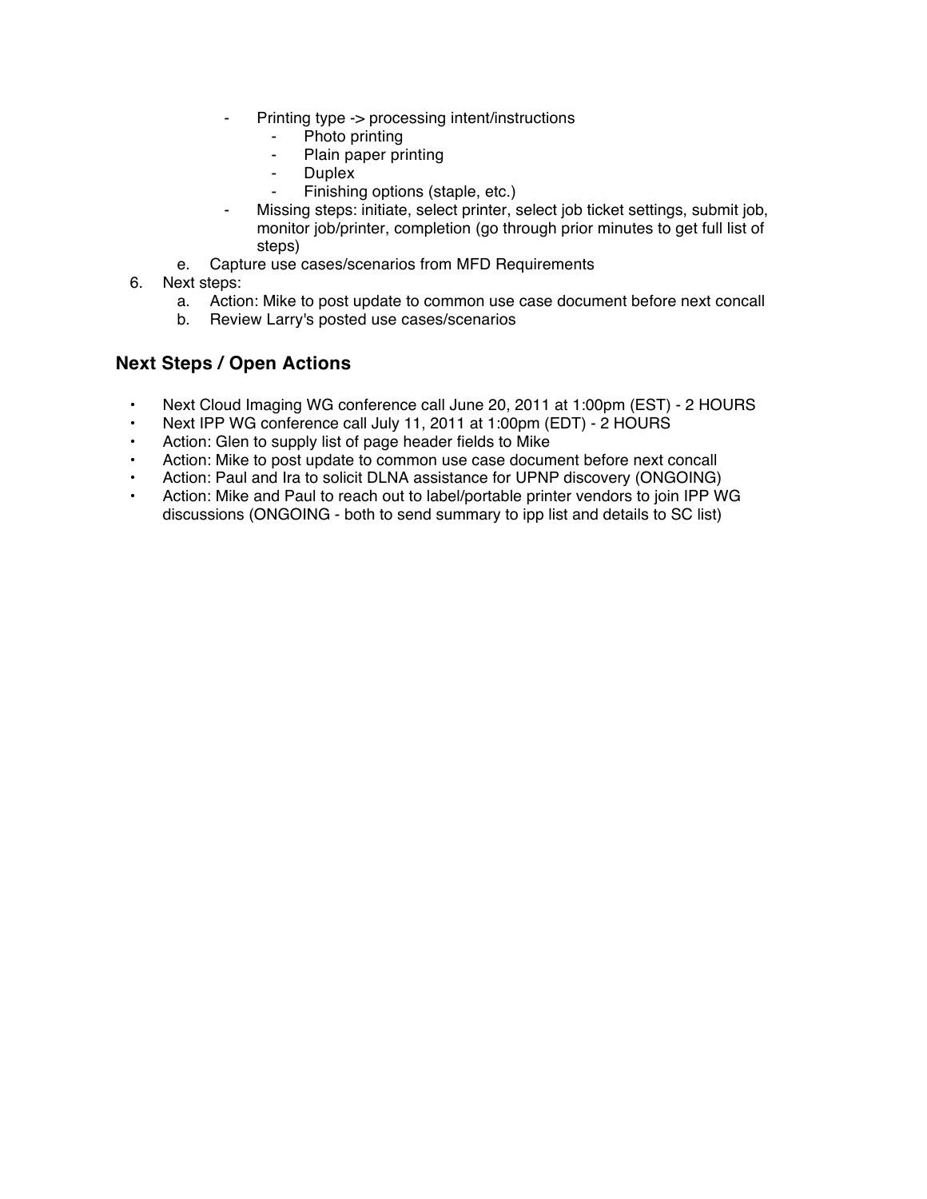- Printing type -> processing intent/instructions
    - Photo printing
    - Plain paper printing
    - Duplex
    - Finishing options (staple, etc.)
- Missing steps: initiate, select printer, select job ticket settings, submit job, monitor job/printer, completion (go through prior minutes to get full list of steps)

e. Capture use cases/scenarios from MFD Requirements

6. Next steps:
    a. Action: Mike to post update to common use case document before next concall
    b. Review Larry's posted use cases/scenarios

## Next Steps / Open Actions

- Next Cloud Imaging WG conference call June 20, 2011 at 1:00pm (EST) - 2 HOURS
- Next IPP WG conference call July 11, 2011 at 1:00pm (EDT) - 2 HOURS
- Action: Glen to supply list of page header fields to Mike
- Action: Mike to post update to common use case document before next concall
- Action: Paul and Ira to solicit DLNA assistance for UPNP discovery (ONGOING)
- Action: Mike and Paul to reach out to label/portable printer vendors to join IPP WG discussions (ONGOING - both to send summary to ipp list and details to SC list)